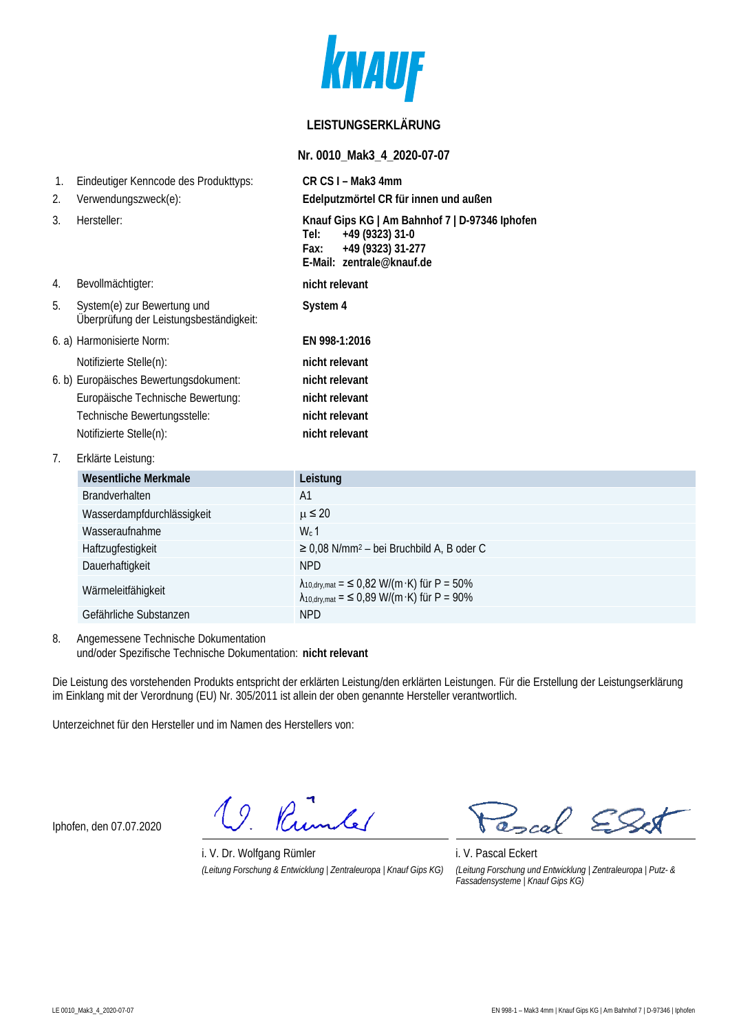KNAUF

# LEISTUNGSERKLÄRUNG

**Nr. 0010_Mak3_4_2020-07-07**

1. Eindeutiger Kenncode des Produkttyps: **CR CS I – Mak3 4mm**
2. Verwendungszweck(e): **Edelputzmörtel CR für innen und außen**
3. Hersteller: **Knauf Gips KG | Am Bahnhof 7 | D-97346 Iphofen**
   **Tel: +49 (9323) 31-0**
   **Fax: +49 (9323) 31-277**
   **E-Mail: zentrale@knauf.de**
4. Bevollmächtigter: **nicht relevant**
5. System(e) zur Bewertung und Überprüfung der Leistungsbeständigkeit: **System 4**

6. a) Harmonisierte Norm: **EN 998-1:2016**
   Notifizierte Stelle(n): **nicht relevant**

6. b) Europäisches Bewertungsdokument: **nicht relevant**
   Europäische Technische Bewertung: **nicht relevant**
   Technische Bewertungsstelle: **nicht relevant**
   Notifizierte Stelle(n): **nicht relevant**

7. Erklärte Leistung:

| Wesentliche Merkmale | Leistung |
|---|---|
| Brandverhalten | A1 |
| Wasserdampfdurchlässigkeit | $\mu \leq 20$ |
| Wasseraufnahme | $W_c$ 1 |
| Haftzugfestigkeit | ≥ 0,08 N/mm² – bei Bruchbild A, B oder C |
| Dauerhaftigkeit | NPD |
| Wärmeleitfähigkeit | $\lambda_{10,dry,mat}$ = ≤ 0,82 W/(m·K) für P = 50%<br>$\lambda_{10,dry,mat}$ = ≤ 0,89 W/(m·K) für P = 90% |
| Gefährliche Substanzen | NPD |

8. Angemessene Technische Dokumentation und/oder Spezifische Technische Dokumentation: **nicht relevant**

Die Leistung des vorstehenden Produkts entspricht der erklärten Leistung/den erklärten Leistungen. Für die Erstellung der Leistungserklärung im Einklang mit der Verordnung (EU) Nr. 305/2011 ist allein der oben genannte Hersteller verantwortlich.

Unterzeichnet für den Hersteller und im Namen des Herstellers von:

Iphofen, den 07.07.2020

i. V. Dr. Wolfgang Rümler
*(Leitung Forschung & Entwicklung | Zentraleuropa | Knauf Gips KG)*

i. V. Pascal Eckert
*(Leitung Forschung und Entwicklung | Zentraleuropa | Putz- & Fassadensysteme | Knauf Gips KG)*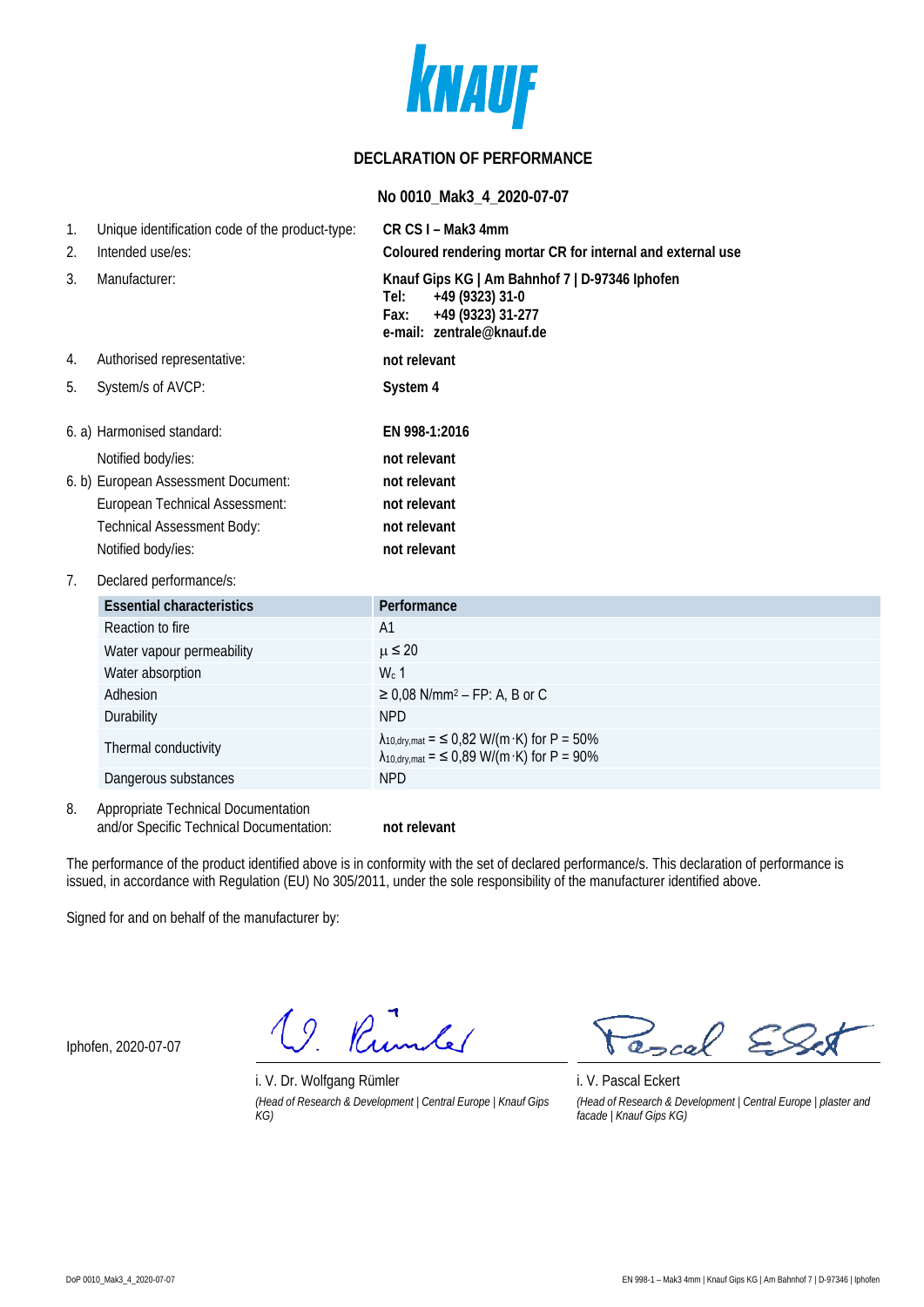KNAUF

## DECLARATION OF PERFORMANCE

**No 0010_Mak3_4_2020-07-07**

1. Unique identification code of the product-type: **CR CS I – Mak3 4mm**
2. Intended use/es: **Coloured rendering mortar CR for internal and external use**
3. Manufacturer: **Knauf Gips KG | Am Bahnhof 7 | D-97346 Iphofen**
   **Tel: +49 (9323) 31-0**
   **Fax: +49 (9323) 31-277**
   **e-mail: zentrale@knauf.de**
4. Authorised representative: **not relevant**
5. System/s of AVCP: **System 4**

6\. a) Harmonised standard: **EN 998-1:2016**
Notified body/ies: **not relevant**

6\. b) European Assessment Document: **not relevant**
European Technical Assessment: **not relevant**
Technical Assessment Body: **not relevant**
Notified body/ies: **not relevant**

7\. Declared performance/s:

| Essential characteristics | Performance |
|---|---|
| Reaction to fire | A1 |
| Water vapour permeability | $\mu \leq 20$ |
| Water absorption | $W_c$ 1 |
| Adhesion | $\geq$ 0,08 N/mm² – FP: A, B or C |
| Durability | NPD |
| Thermal conductivity | $\lambda_{10,dry,mat} = \leq 0{,}82$ W/(m·K) for P = 50%<br>$\lambda_{10,dry,mat} = \leq 0{,}89$ W/(m·K) for P = 90% |
| Dangerous substances | NPD |

8\. Appropriate Technical Documentation and/or Specific Technical Documentation: **not relevant**

The performance of the product identified above is in conformity with the set of declared performance/s. This declaration of performance is issued, in accordance with Regulation (EU) No 305/2011, under the sole responsibility of the manufacturer identified above.

Signed for and on behalf of the manufacturer by:

Iphofen, 2020-07-07

i. V. Dr. Wolfgang Rümler
*(Head of Research & Development | Central Europe | Knauf Gips KG)*

i. V. Pascal Eckert
*(Head of Research & Development | Central Europe | plaster and facade | Knauf Gips KG)*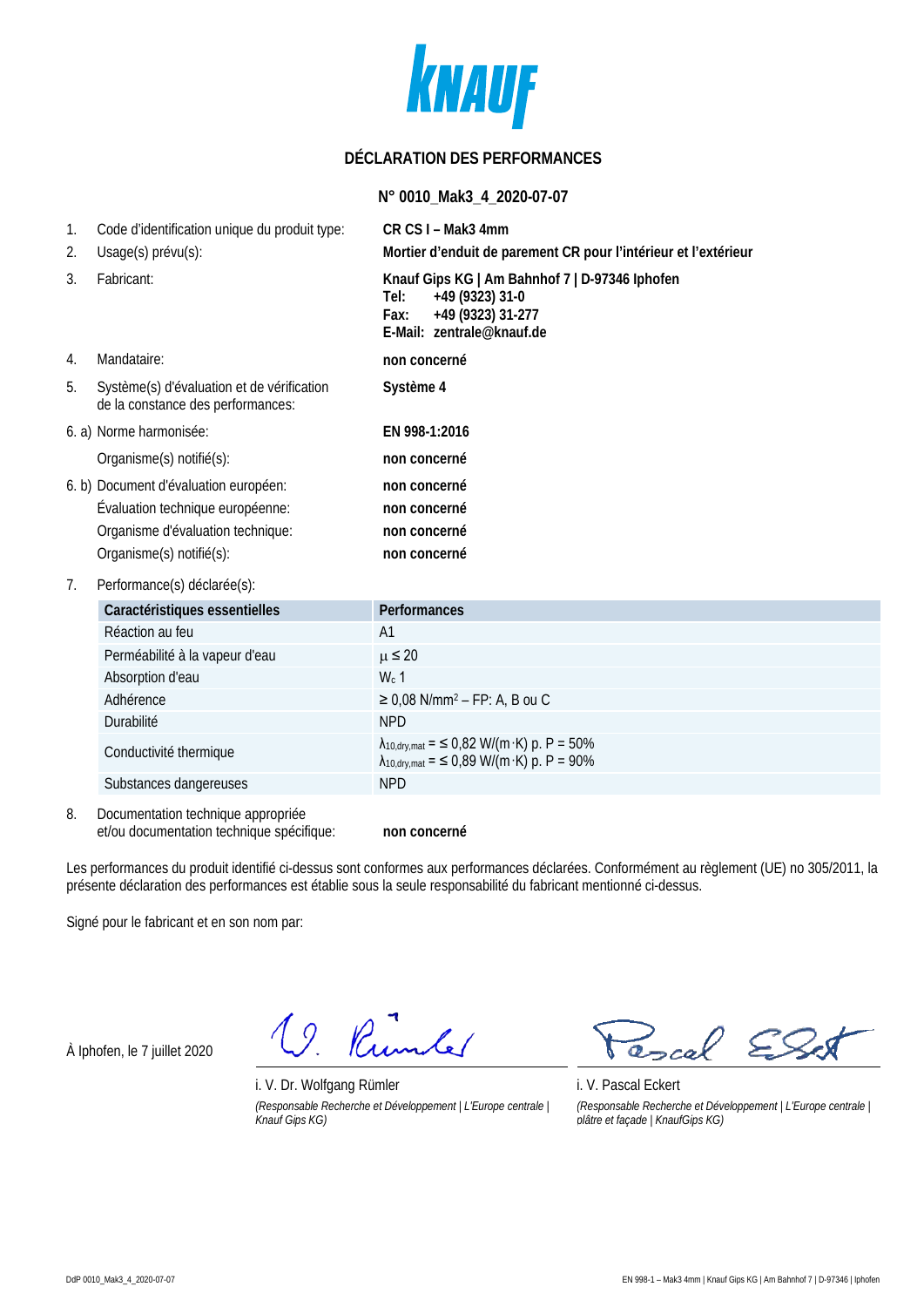KNAUF

# DÉCLARATION DES PERFORMANCES

**N° 0010_Mak3_4_2020-07-07**

| | | |
|---|---|---|
| 1. | Code d'identification unique du produit type: | **CR CS I – Mak3 4mm** |
| 2. | Usage(s) prévu(s): | **Mortier d'enduit de parement CR pour l'intérieur et l'extérieur** |
| 3. | Fabricant: | **Knauf Gips KG \| Am Bahnhof 7 \| D-97346 Iphofen**<br>**Tel: +49 (9323) 31-0**<br>**Fax: +49 (9323) 31-277**<br>**E-Mail: zentrale@knauf.de** |
| 4. | Mandataire: | **non concerné** |
| 5. | Système(s) d'évaluation et de vérification de la constance des performances: | **Système 4** |
| 6. a) | Norme harmonisée: | **EN 998-1:2016** |
| | Organisme(s) notifié(s): | **non concerné** |
| 6. b) | Document d'évaluation européen: | **non concerné** |
| | Évaluation technique européenne: | **non concerné** |
| | Organisme d'évaluation technique: | **non concerné** |
| | Organisme(s) notifié(s): | **non concerné** |

7. Performance(s) déclarée(s):

| Caractéristiques essentielles | Performances |
|---|---|
| Réaction au feu | A1 |
| Perméabilité à la vapeur d'eau | $\mu \leq 20$ |
| Absorption d'eau | $W_c$ 1 |
| Adhérence | ≥ 0,08 N/mm² – FP: A, B ou C |
| Durabilité | NPD |
| Conductivité thermique | $\lambda_{10,dry,mat}$ = ≤ 0,82 W/(m·K) p. P = 50%<br>$\lambda_{10,dry,mat}$ = ≤ 0,89 W/(m·K) p. P = 90% |
| Substances dangereuses | NPD |

8. Documentation technique appropriée et/ou documentation technique spécifique: **non concerné**

Les performances du produit identifié ci-dessus sont conformes aux performances déclarées. Conformément au règlement (UE) no 305/2011, la présente déclaration des performances est établie sous la seule responsabilité du fabricant mentionné ci-dessus.

Signé pour le fabricant et en son nom par:

À Iphofen, le 7 juillet 2020

i. V. Dr. Wolfgang Rümler
*(Responsable Recherche et Développement | L'Europe centrale | Knauf Gips KG)*

i. V. Pascal Eckert
*(Responsable Recherche et Développement | L'Europe centrale | plâtre et façade | KnaufGips KG)*

DdP 0010_Mak3_4_2020-07-07

EN 998-1 – Mak3 4mm | Knauf Gips KG | Am Bahnhof 7 | D-97346 | Iphofen